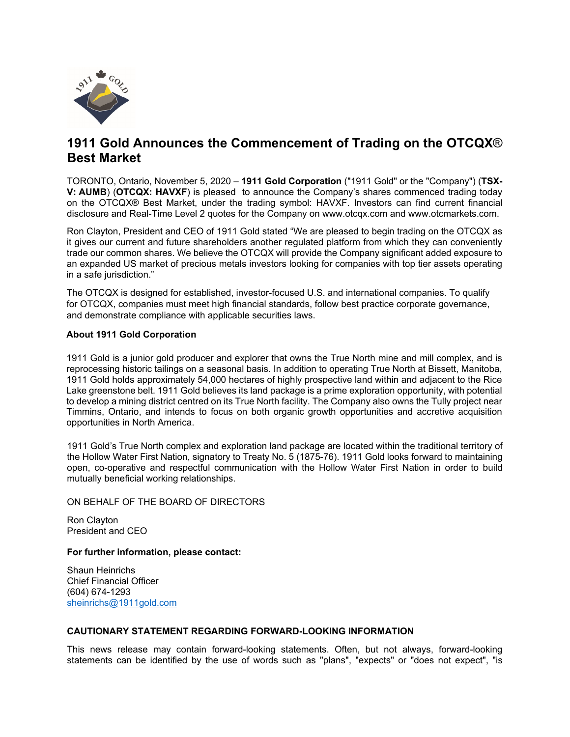# 1911 Gold Announces the Commencement of Trading on the OTCQX® Best Market

TORONTO, Ontario, November 5, 2020 – **1911 Gold Corporation** ("1911 Gold" or the "Company") (**TSX-V: AUMB**) (**OTCQX: HAVXF**) is pleased to announce the Company's shares commenced trading today on the OTCQX® Best Market, under the trading symbol: HAVXF. Investors can find current financial disclosure and Real-Time Level 2 quotes for the Company on www.otcqx.com and www.otcmarkets.com.

Ron Clayton, President and CEO of 1911 Gold stated "We are pleased to begin trading on the OTCQX as it gives our current and future shareholders another regulated platform from which they can conveniently trade our common shares. We believe the OTCQX will provide the Company significant added exposure to an expanded US market of precious metals investors looking for companies with top tier assets operating in a safe jurisdiction."

The OTCQX is designed for established, investor-focused U.S. and international companies. To qualify for OTCQX, companies must meet high financial standards, follow best practice corporate governance, and demonstrate compliance with applicable securities laws.

**About 1911 Gold Corporation**

1911 Gold is a junior gold producer and explorer that owns the True North mine and mill complex, and is reprocessing historic tailings on a seasonal basis. In addition to operating True North at Bissett, Manitoba, 1911 Gold holds approximately 54,000 hectares of highly prospective land within and adjacent to the Rice Lake greenstone belt. 1911 Gold believes its land package is a prime exploration opportunity, with potential to develop a mining district centred on its True North facility. The Company also owns the Tully project near Timmins, Ontario, and intends to focus on both organic growth opportunities and accretive acquisition opportunities in North America.

1911 Gold's True North complex and exploration land package are located within the traditional territory of the Hollow Water First Nation, signatory to Treaty No. 5 (1875-76). 1911 Gold looks forward to maintaining open, co-operative and respectful communication with the Hollow Water First Nation in order to build mutually beneficial working relationships.

ON BEHALF OF THE BOARD OF DIRECTORS

Ron Clayton  
President and CEO

**For further information, please contact:**

Shaun Heinrichs  
Chief Financial Officer  
(604) 674-1293  
sheinrichs@1911gold.com

**CAUTIONARY STATEMENT REGARDING FORWARD-LOOKING INFORMATION**

This news release may contain forward-looking statements. Often, but not always, forward-looking statements can be identified by the use of words such as "plans", "expects" or "does not expect", "is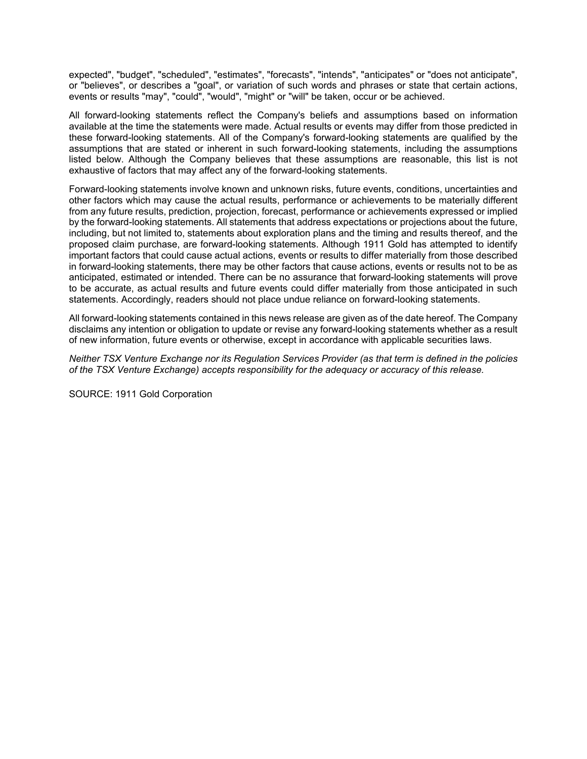expected", "budget", "scheduled", "estimates", "forecasts", "intends", "anticipates" or "does not anticipate", or "believes", or describes a "goal", or variation of such words and phrases or state that certain actions, events or results "may", "could", "would", "might" or "will" be taken, occur or be achieved.

All forward-looking statements reflect the Company's beliefs and assumptions based on information available at the time the statements were made. Actual results or events may differ from those predicted in these forward-looking statements. All of the Company's forward-looking statements are qualified by the assumptions that are stated or inherent in such forward-looking statements, including the assumptions listed below. Although the Company believes that these assumptions are reasonable, this list is not exhaustive of factors that may affect any of the forward-looking statements.

Forward-looking statements involve known and unknown risks, future events, conditions, uncertainties and other factors which may cause the actual results, performance or achievements to be materially different from any future results, prediction, projection, forecast, performance or achievements expressed or implied by the forward-looking statements. All statements that address expectations or projections about the future, including, but not limited to, statements about exploration plans and the timing and results thereof, and the proposed claim purchase, are forward-looking statements. Although 1911 Gold has attempted to identify important factors that could cause actual actions, events or results to differ materially from those described in forward-looking statements, there may be other factors that cause actions, events or results not to be as anticipated, estimated or intended. There can be no assurance that forward-looking statements will prove to be accurate, as actual results and future events could differ materially from those anticipated in such statements. Accordingly, readers should not place undue reliance on forward-looking statements.

All forward-looking statements contained in this news release are given as of the date hereof. The Company disclaims any intention or obligation to update or revise any forward-looking statements whether as a result of new information, future events or otherwise, except in accordance with applicable securities laws.

*Neither TSX Venture Exchange nor its Regulation Services Provider (as that term is defined in the policies of the TSX Venture Exchange) accepts responsibility for the adequacy or accuracy of this release.*

SOURCE: 1911 Gold Corporation